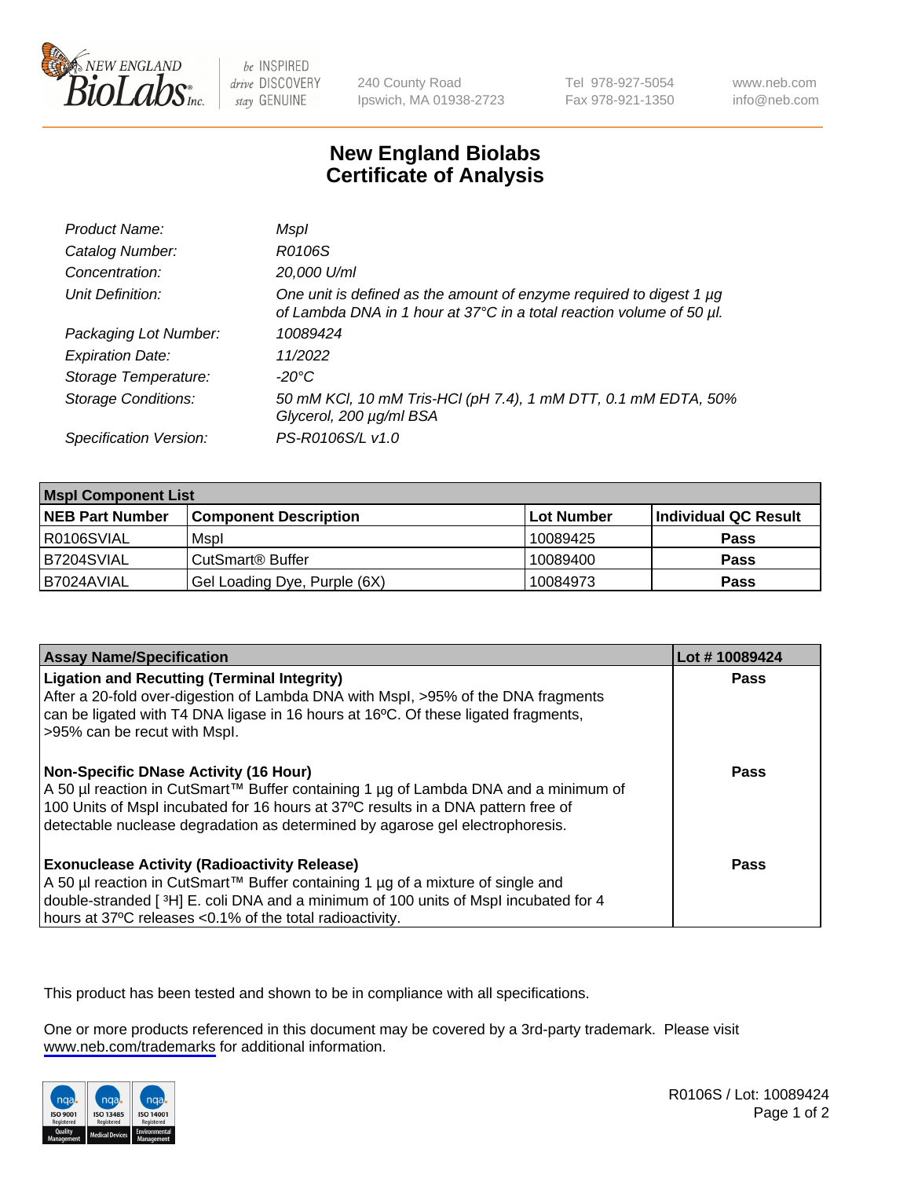New England BioLabs Inc. — be INSPIRED drive DISCOVERY stay GENUINE

240 County Road
Ipswich, MA 01938-2723

Tel 978-927-5054
Fax 978-921-1350

www.neb.com
info@neb.com

# New England Biolabs Certificate of Analysis

| | |
|---|---|
| *Product Name:* | *MspI* |
| *Catalog Number:* | *R0106S* |
| *Concentration:* | *20,000 U/ml* |
| *Unit Definition:* | *One unit is defined as the amount of enzyme required to digest 1 µg of Lambda DNA in 1 hour at 37°C in a total reaction volume of 50 µl.* |
| *Packaging Lot Number:* | *10089424* |
| *Expiration Date:* | *11/2022* |
| *Storage Temperature:* | *-20°C* |
| *Storage Conditions:* | *50 mM KCl, 10 mM Tris-HCl (pH 7.4), 1 mM DTT, 0.1 mM EDTA, 50% Glycerol, 200 µg/ml BSA* |
| *Specification Version:* | *PS-R0106S/L v1.0* |

| MspI Component List | | | |
|---|---|---|---|
| **NEB Part Number** | **Component Description** | **Lot Number** | **Individual QC Result** |
| R0106SVIAL | MspI | 10089425 | **Pass** |
| B7204SVIAL | CutSmart® Buffer | 10089400 | **Pass** |
| B7024AVIAL | Gel Loading Dye, Purple (6X) | 10084973 | **Pass** |

| Assay Name/Specification | Lot # 10089424 |
|---|---|
| **Ligation and Recutting (Terminal Integrity)**<br>After a 20-fold over-digestion of Lambda DNA with MspI, >95% of the DNA fragments can be ligated with T4 DNA ligase in 16 hours at 16ºC. Of these ligated fragments, >95% can be recut with MspI. | **Pass** |
| **Non-Specific DNase Activity (16 Hour)**<br>A 50 µl reaction in CutSmart™ Buffer containing 1 µg of Lambda DNA and a minimum of 100 Units of MspI incubated for 16 hours at 37ºC results in a DNA pattern free of detectable nuclease degradation as determined by agarose gel electrophoresis. | **Pass** |
| **Exonuclease Activity (Radioactivity Release)**<br>A 50 µl reaction in CutSmart™ Buffer containing 1 µg of a mixture of single and double-stranded [ $^3$H] E. coli DNA and a minimum of 100 units of MspI incubated for 4 hours at 37ºC releases <0.1% of the total radioactivity. | **Pass** |

This product has been tested and shown to be in compliance with all specifications.

One or more products referenced in this document may be covered by a 3rd-party trademark. Please visit www.neb.com/trademarks for additional information.

ISO 9001 Registered Quality Management | ISO 13485 Registered Medical Devices | ISO 14001 Registered Environmental Management

R0106S / Lot: 10089424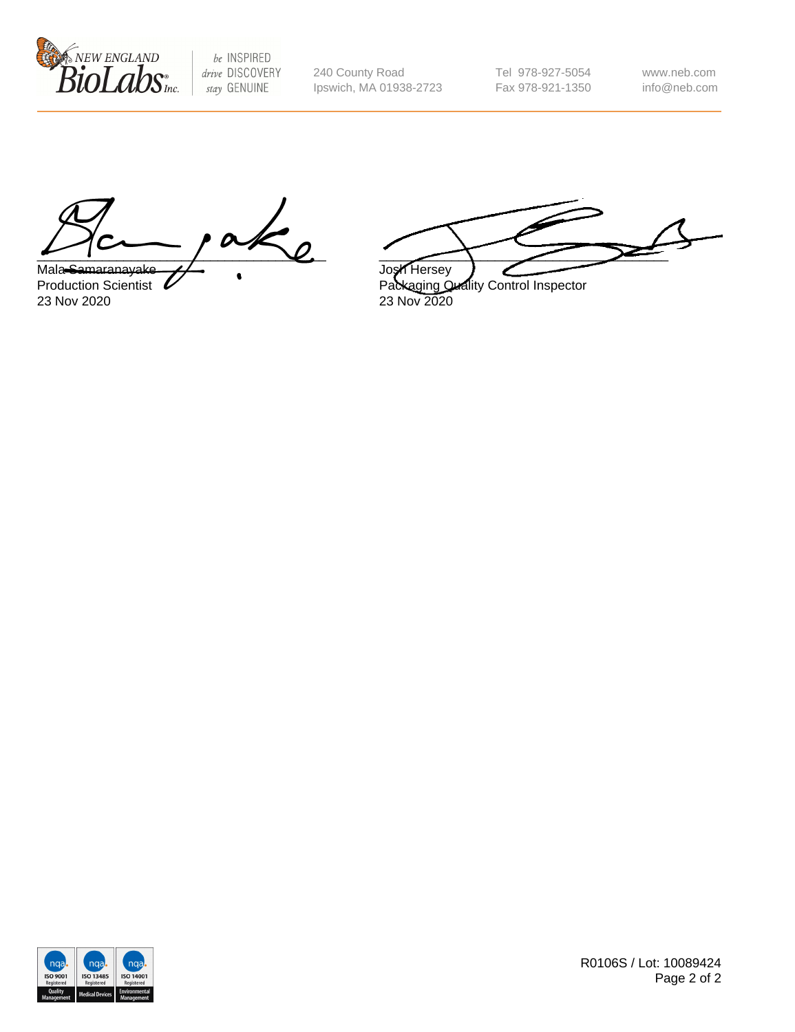NEW ENGLAND BioLabs Inc. — be INSPIRED drive DISCOVERY stay GENUINE

240 County Road
Ipswich, MA 01938-2723

Tel 978-927-5054
Fax 978-921-1350

www.neb.com
info@neb.com

Mala Samaranayake
Production Scientist
23 Nov 2020

Josh Hersey
Packaging Quality Control Inspector
23 Nov 2020

R0106S / Lot: 10089424